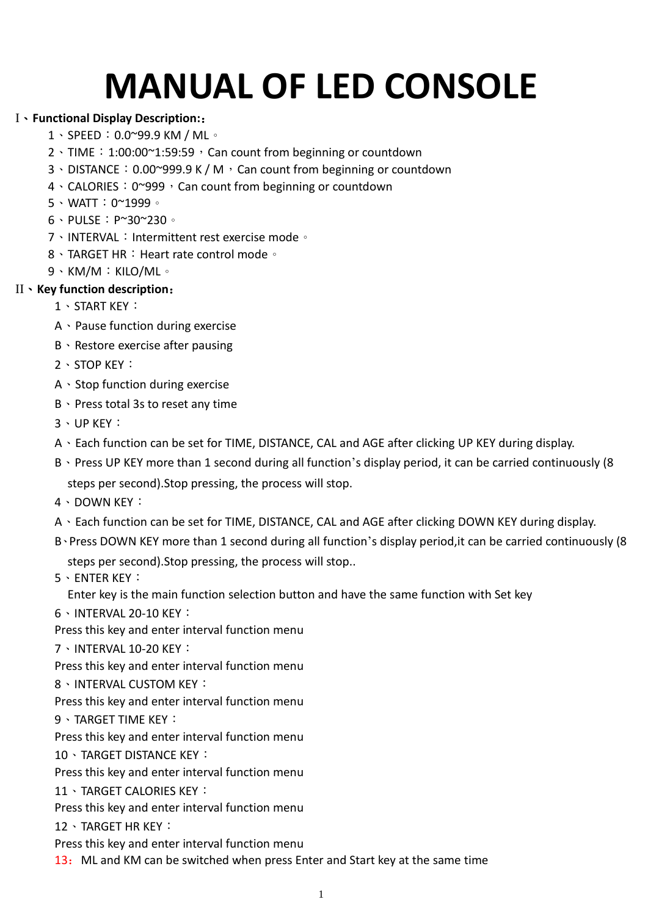# MANUAL OF LED CONSOLE

Ⅰ、**Functional Display Description:**：

1、SPEED：0.0~99.9 KM / ML。
2、TIME：1:00:00~1:59:59，Can count from beginning or countdown
3、DISTANCE：0.00~999.9 K / M，Can count from beginning or countdown
4、CALORIES：0~999，Can count from beginning or countdown
5、WATT：0~1999。
6、PULSE：P~30~230。
7、INTERVAL：Intermittent rest exercise mode。
8、TARGET HR：Heart rate control mode。
9、KM/M：KILO/ML。

Ⅱ、**Key function description**：

1、START KEY：

A、Pause function during exercise

B、Restore exercise after pausing

2、STOP KEY：

A、Stop function during exercise

B、Press total 3s to reset any time

3、UP KEY：

A、Each function can be set for TIME, DISTANCE, CAL and AGE after clicking UP KEY during display.

B、Press UP KEY more than 1 second during all function's display period, it can be carried continuously (8 steps per second).Stop pressing, the process will stop.

4、DOWN KEY：

A、Each function can be set for TIME, DISTANCE, CAL and AGE after clicking DOWN KEY during display.

B、Press DOWN KEY more than 1 second during all function's display period,it can be carried continuously (8 steps per second).Stop pressing, the process will stop..

5、ENTER KEY：

Enter key is the main function selection button and have the same function with Set key

6、INTERVAL 20-10 KEY：

Press this key and enter interval function menu

7、INTERVAL 10-20 KEY：

Press this key and enter interval function menu

8、INTERVAL CUSTOM KEY：

Press this key and enter interval function menu

9、TARGET TIME KEY：

Press this key and enter interval function menu

10、TARGET DISTANCE KEY：

Press this key and enter interval function menu

11、TARGET CALORIES KEY：

Press this key and enter interval function menu

12、TARGET HR KEY：

Press this key and enter interval function menu

13：ML and KM can be switched when press Enter and Start key at the same time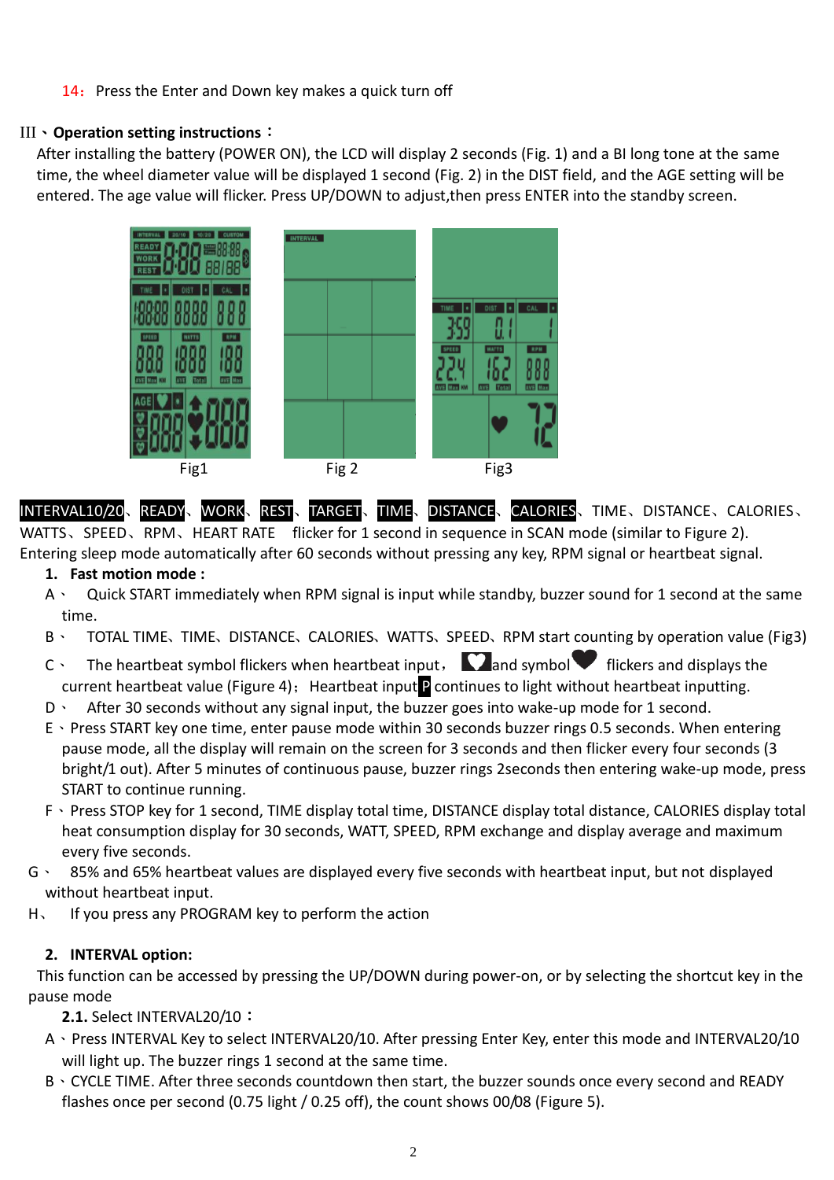14：Press the Enter and Down key makes a quick turn off

III、**Operation setting instructions：**

After installing the battery (POWER ON), the LCD will display 2 seconds (Fig. 1) and a BI long tone at the same time, the wheel diameter value will be displayed 1 second (Fig. 2) in the DIST field, and the AGE setting will be entered. The age value will flicker. Press UP/DOWN to adjust,then press ENTER into the standby screen.

Fig1 Fig 2 Fig3

INTERVAL10/20、READY、WORK、REST、TARGET、TIME、DISTANCE、CALORIES、TIME、DISTANCE、CALORIES、WATTS、SPEED、RPM、HEART RATE flicker for 1 second in sequence in SCAN mode (similar to Figure 2). Entering sleep mode automatically after 60 seconds without pressing any key, RPM signal or heartbeat signal.

1. **Fast motion mode :**

A、 Quick START immediately when RPM signal is input while standby, buzzer sound for 1 second at the same time.

B、 TOTAL TIME、TIME、DISTANCE、CALORIES、WATTS、SPEED、RPM start counting by operation value (Fig3)

C、 The heartbeat symbol flickers when heartbeat input， and symbol flickers and displays the current heartbeat value (Figure 4)；Heartbeat input P continues to light without heartbeat inputting.

D、 After 30 seconds without any signal input, the buzzer goes into wake-up mode for 1 second.

E、Press START key one time, enter pause mode within 30 seconds buzzer rings 0.5 seconds. When entering pause mode, all the display will remain on the screen for 3 seconds and then flicker every four seconds (3 bright/1 out). After 5 minutes of continuous pause, buzzer rings 2seconds then entering wake-up mode, press START to continue running.

F、Press STOP key for 1 second, TIME display total time, DISTANCE display total distance, CALORIES display total heat consumption display for 30 seconds, WATT, SPEED, RPM exchange and display average and maximum every five seconds.

G、 85% and 65% heartbeat values are displayed every five seconds with heartbeat input, but not displayed without heartbeat input.

H、 If you press any PROGRAM key to perform the action

2. **INTERVAL option:**

This function can be accessed by pressing the UP/DOWN during power-on, or by selecting the shortcut key in the pause mode

**2.1.** Select INTERVAL20/10：

A、Press INTERVAL Key to select INTERVAL20/10. After pressing Enter Key, enter this mode and INTERVAL20/10 will light up. The buzzer rings 1 second at the same time.

B、CYCLE TIME. After three seconds countdown then start, the buzzer sounds once every second and READY flashes once per second (0.75 light / 0.25 off), the count shows 00/08 (Figure 5).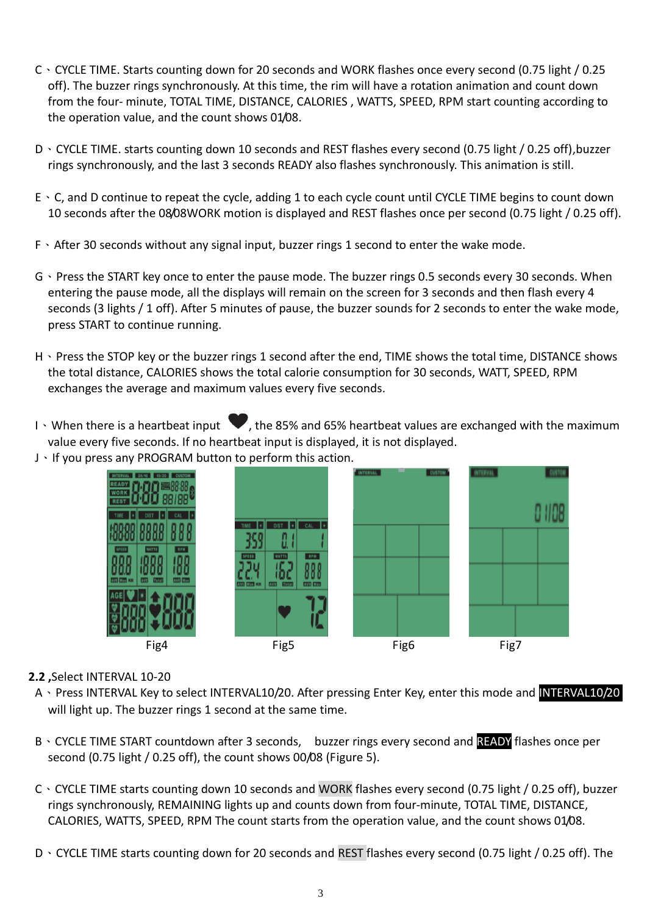C、CYCLE TIME. Starts counting down for 20 seconds and WORK flashes once every second (0.75 light / 0.25 off). The buzzer rings synchronously. At this time, the rim will have a rotation animation and count down from the four- minute, TOTAL TIME, DISTANCE, CALORIES , WATTS, SPEED, RPM start counting according to the operation value, and the count shows 01/08.

D、CYCLE TIME. starts counting down 10 seconds and REST flashes every second (0.75 light / 0.25 off),buzzer rings synchronously, and the last 3 seconds READY also flashes synchronously. This animation is still.

E、C, and D continue to repeat the cycle, adding 1 to each cycle count until CYCLE TIME begins to count down 10 seconds after the 08/08WORK motion is displayed and REST flashes once per second (0.75 light / 0.25 off).

F、After 30 seconds without any signal input, buzzer rings 1 second to enter the wake mode.

G、Press the START key once to enter the pause mode. The buzzer rings 0.5 seconds every 30 seconds. When entering the pause mode, all the displays will remain on the screen for 3 seconds and then flash every 4 seconds (3 lights / 1 off). After 5 minutes of pause, the buzzer sounds for 2 seconds to enter the wake mode, press START to continue running.

H、Press the STOP key or the buzzer rings 1 second after the end, TIME shows the total time, DISTANCE shows the total distance, CALORIES shows the total calorie consumption for 30 seconds, WATT, SPEED, RPM exchanges the average and maximum values every five seconds.

I、When there is a heartbeat input ♥, the 85% and 65% heartbeat values are exchanged with the maximum value every five seconds. If no heartbeat input is displayed, it is not displayed.

J、If you press any PROGRAM button to perform this action.

Fig4　　Fig5　　Fig6　　Fig7

**2.2** ,Select INTERVAL 10-20

A、Press INTERVAL Key to select INTERVAL10/20. After pressing Enter Key, enter this mode and **INTERVAL10/20** will light up. The buzzer rings 1 second at the same time.

B、CYCLE TIME START countdown after 3 seconds,　buzzer rings every second and **READY** flashes once per second (0.75 light / 0.25 off), the count shows 00/08 (Figure 5).

C、CYCLE TIME starts counting down 10 seconds and WORK flashes every second (0.75 light / 0.25 off), buzzer rings synchronously, REMAINING lights up and counts down from four-minute, TOTAL TIME, DISTANCE, CALORIES, WATTS, SPEED, RPM The count starts from the operation value, and the count shows 01/08.

D、CYCLE TIME starts counting down for 20 seconds and REST flashes every second (0.75 light / 0.25 off). The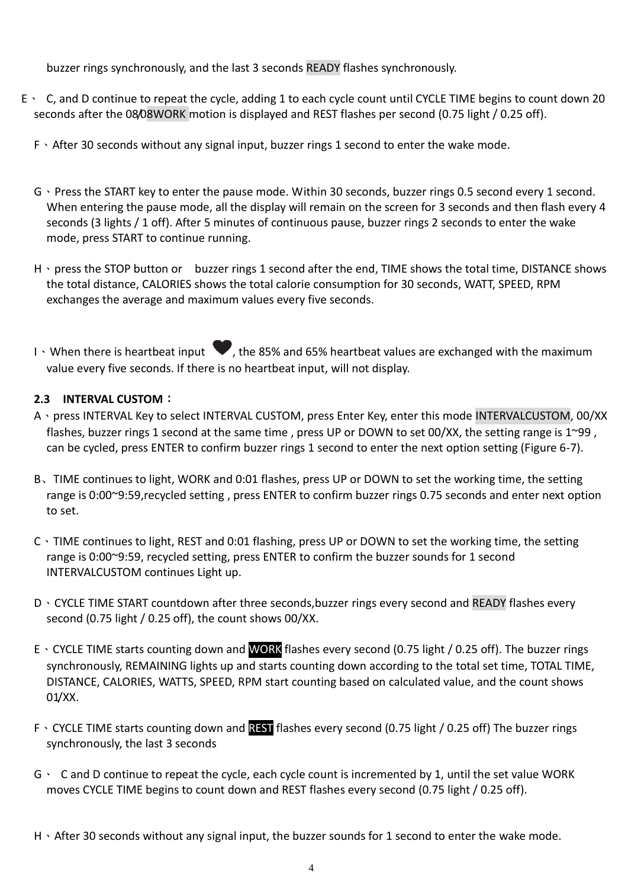buzzer rings synchronously, and the last 3 seconds READY flashes synchronously.

E、 C, and D continue to repeat the cycle, adding 1 to each cycle count until CYCLE TIME begins to count down 20 seconds after the 08/08WORK motion is displayed and REST flashes per second (0.75 light / 0.25 off).

F、After 30 seconds without any signal input, buzzer rings 1 second to enter the wake mode.

G、Press the START key to enter the pause mode. Within 30 seconds, buzzer rings 0.5 second every 1 second. When entering the pause mode, all the display will remain on the screen for 3 seconds and then flash every 4 seconds (3 lights / 1 off). After 5 minutes of continuous pause, buzzer rings 2 seconds to enter the wake mode, press START to continue running.

H、press the STOP button or  buzzer rings 1 second after the end, TIME shows the total time, DISTANCE shows the total distance, CALORIES shows the total calorie consumption for 30 seconds, WATT, SPEED, RPM exchanges the average and maximum values every five seconds.

I、When there is heartbeat input ♥, the 85% and 65% heartbeat values are exchanged with the maximum value every five seconds. If there is no heartbeat input, will not display.

**2.3 INTERVAL CUSTOM：**

A、press INTERVAL Key to select INTERVAL CUSTOM, press Enter Key, enter this mode INTERVALCUSTOM, 00/XX flashes, buzzer rings 1 second at the same time , press UP or DOWN to set 00/XX, the setting range is 1~99 , can be cycled, press ENTER to confirm buzzer rings 1 second to enter the next option setting (Figure 6-7).

B、TIME continues to light, WORK and 0:01 flashes, press UP or DOWN to set the working time, the setting range is 0:00~9:59,recycled setting , press ENTER to confirm buzzer rings 0.75 seconds and enter next option to set.

C、TIME continues to light, REST and 0:01 flashing, press UP or DOWN to set the working time, the setting range is 0:00~9:59, recycled setting, press ENTER to confirm the buzzer sounds for 1 second INTERVALCUSTOM continues Light up.

D、CYCLE TIME START countdown after three seconds,buzzer rings every second and READY flashes every second (0.75 light / 0.25 off), the count shows 00/XX.

E、CYCLE TIME starts counting down and WORK flashes every second (0.75 light / 0.25 off). The buzzer rings synchronously, REMAINING lights up and starts counting down according to the total set time, TOTAL TIME, DISTANCE, CALORIES, WATTS, SPEED, RPM start counting based on calculated value, and the count shows 01/XX.

F、CYCLE TIME starts counting down and REST flashes every second (0.75 light / 0.25 off) The buzzer rings synchronously, the last 3 seconds

G、 C and D continue to repeat the cycle, each cycle count is incremented by 1, until the set value WORK moves CYCLE TIME begins to count down and REST flashes every second (0.75 light / 0.25 off).

H、After 30 seconds without any signal input, the buzzer sounds for 1 second to enter the wake mode.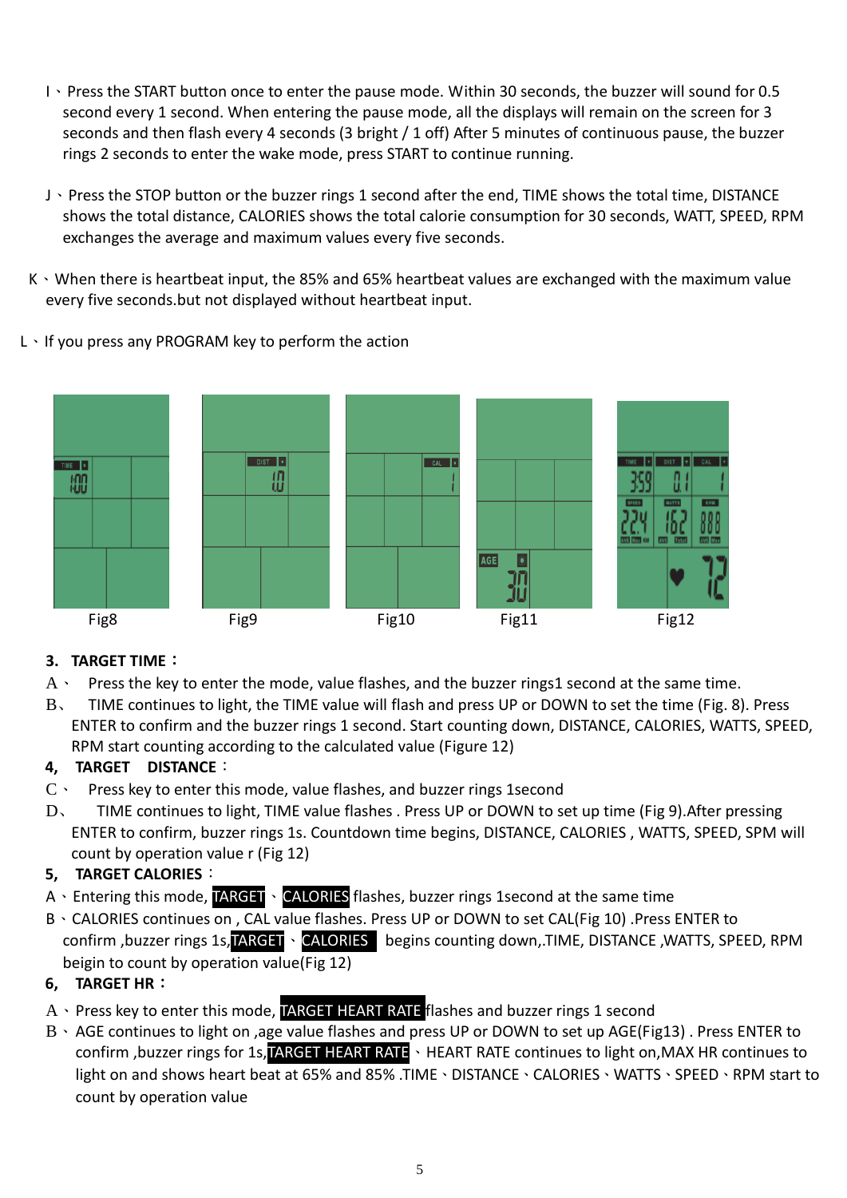I、Press the START button once to enter the pause mode. Within 30 seconds, the buzzer will sound for 0.5 second every 1 second. When entering the pause mode, all the displays will remain on the screen for 3 seconds and then flash every 4 seconds (3 bright / 1 off) After 5 minutes of continuous pause, the buzzer rings 2 seconds to enter the wake mode, press START to continue running.

J、Press the STOP button or the buzzer rings 1 second after the end, TIME shows the total time, DISTANCE shows the total distance, CALORIES shows the total calorie consumption for 30 seconds, WATT, SPEED, RPM exchanges the average and maximum values every five seconds.

K、When there is heartbeat input, the 85% and 65% heartbeat values are exchanged with the maximum value every five seconds.but not displayed without heartbeat input.

L、If you press any PROGRAM key to perform the action

Fig8　　Fig9　　Fig10　　Fig11　　Fig12

**3. TARGET TIME：**

A、 Press the key to enter the mode, value flashes, and the buzzer rings1 second at the same time.

B、 TIME continues to light, the TIME value will flash and press UP or DOWN to set the time (Fig. 8). Press ENTER to confirm and the buzzer rings 1 second. Start counting down, DISTANCE, CALORIES, WATTS, SPEED, RPM start counting according to the calculated value (Figure 12)

**4, TARGET DISTANCE：**

C、 Press key to enter this mode, value flashes, and buzzer rings 1second

D、 TIME continues to light, TIME value flashes . Press UP or DOWN to set up time (Fig 9).After pressing ENTER to confirm, buzzer rings 1s. Countdown time begins, DISTANCE, CALORIES , WATTS, SPEED, SPM will count by operation value r (Fig 12)

**5, TARGET CALORIES：**

A、Entering this mode, TARGET、CALORIES flashes, buzzer rings 1second at the same time

B、CALORIES continues on , CAL value flashes. Press UP or DOWN to set CAL(Fig 10) .Press ENTER to confirm ,buzzer rings 1s,TARGET、CALORIES begins counting down,.TIME, DISTANCE ,WATTS, SPEED, RPM beigin to count by operation value(Fig 12)

**6, TARGET HR：**

A、Press key to enter this mode, TARGET HEART RATE flashes and buzzer rings 1 second

B、AGE continues to light on ,age value flashes and press UP or DOWN to set up AGE(Fig13) . Press ENTER to confirm ,buzzer rings for 1s,TARGET HEART RATE、HEART RATE continues to light on,MAX HR continues to light on and shows heart beat at 65% and 85% .TIME、DISTANCE、CALORIES、WATTS、SPEED、RPM start to count by operation value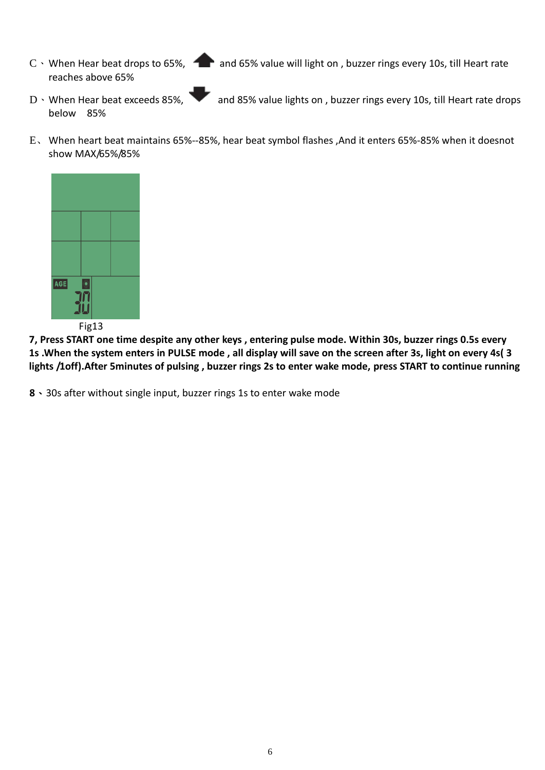C、When Hear beat drops to 65%, ▲ and 65% value will light on , buzzer rings every 10s, till Heart rate reaches above 65%

D、When Hear beat exceeds 85%, ▼ and 85% value lights on , buzzer rings every 10s, till Heart rate drops below 85%

E、When heart beat maintains 65%--85%, hear beat symbol flashes ,And it enters 65%-85% when it doesnot show MAX/65%/85%

AGE

30

Fig13

**7, Press START one time despite any other keys , entering pulse mode. Within 30s, buzzer rings 0.5s every 1s .When the system enters in PULSE mode , all display will save on the screen after 3s, light on every 4s( 3 lights /1off).After 5minutes of pulsing , buzzer rings 2s to enter wake mode, press START to continue running**

**8**、30s after without single input, buzzer rings 1s to enter wake mode